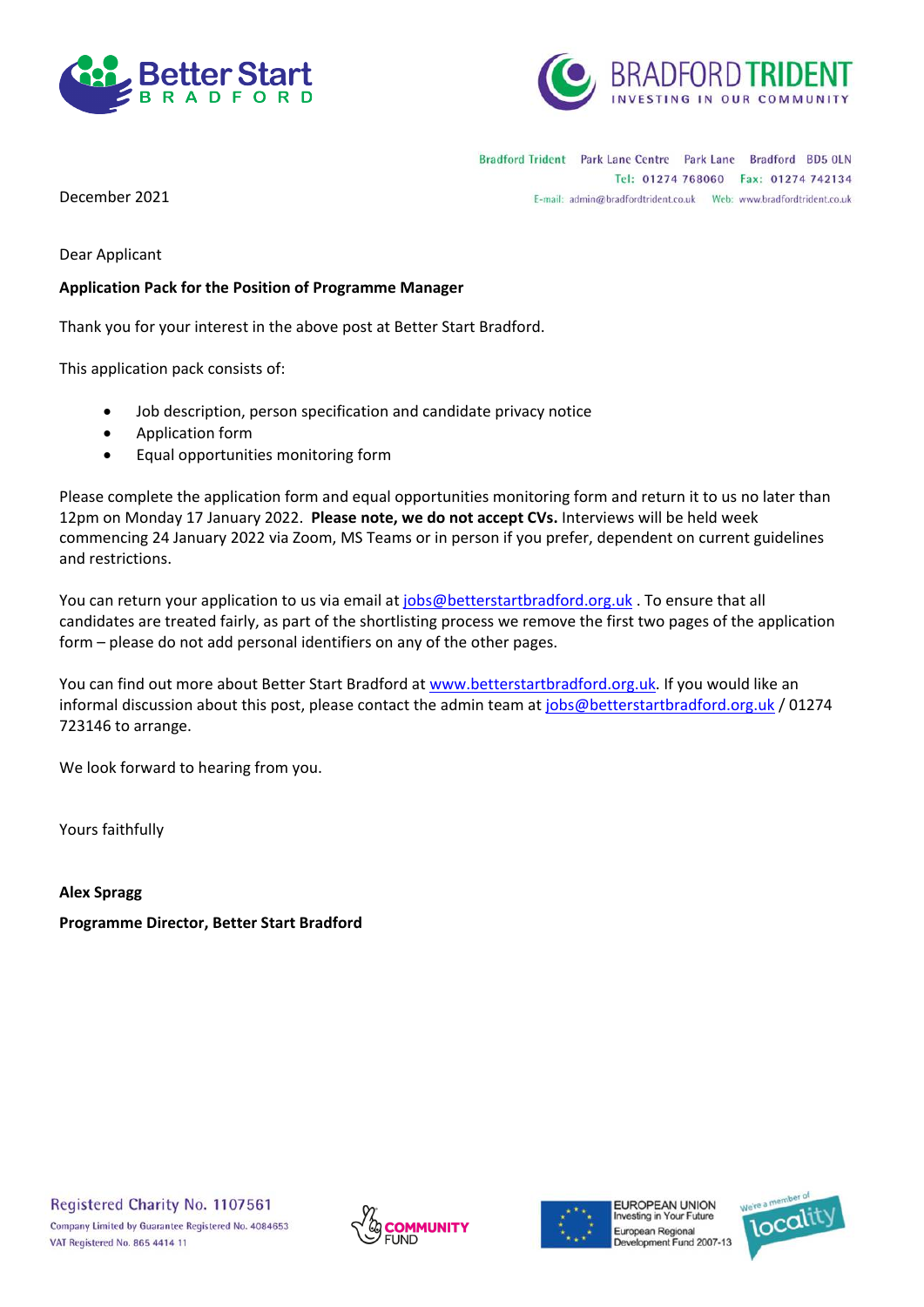Better Start BRADFORD

BRADFORD TRIDENT
INVESTING IN OUR COMMUNITY

Bradford Trident Park Lane Centre Park Lane Bradford BD5 0LN
Tel: 01274 768060 Fax: 01274 742134
E-mail: admin@bradfordtrident.co.uk Web: www.bradfordtrident.co.uk

December 2021

Dear Applicant

**Application Pack for the Position of Programme Manager**

Thank you for your interest in the above post at Better Start Bradford.

This application pack consists of:

- Job description, person specification and candidate privacy notice
- Application form
- Equal opportunities monitoring form

Please complete the application form and equal opportunities monitoring form and return it to us no later than 12pm on Monday 17 January 2022. **Please note, we do not accept CVs.** Interviews will be held week commencing 24 January 2022 via Zoom, MS Teams or in person if you prefer, dependent on current guidelines and restrictions.

You can return your application to us via email at jobs@betterstartbradford.org.uk . To ensure that all candidates are treated fairly, as part of the shortlisting process we remove the first two pages of the application form – please do not add personal identifiers on any of the other pages.

You can find out more about Better Start Bradford at www.betterstartbradford.org.uk. If you would like an informal discussion about this post, please contact the admin team at jobs@betterstartbradford.org.uk / 01274 723146 to arrange.

We look forward to hearing from you.

Yours faithfully

**Alex Spragg**

**Programme Director, Better Start Bradford**

Registered Charity No. 1107561
Company Limited by Guarantee Registered No. 4084653
VAT Registered No. 865 4414 11

COMMUNITY FUND

EUROPEAN UNION
Investing in Your Future
European Regional Development Fund 2007-13

We're a member of locality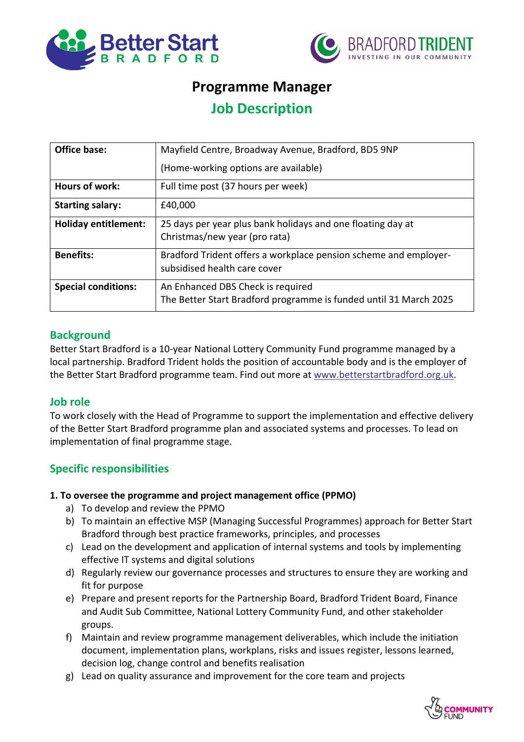# Programme Manager

## Job Description

| | |
|---|---|
| **Office base:** | Mayfield Centre, Broadway Avenue, Bradford, BD5 9NP<br>(Home-working options are available) |
| **Hours of work:** | Full time post (37 hours per week) |
| **Starting salary:** | £40,000 |
| **Holiday entitlement:** | 25 days per year plus bank holidays and one floating day at Christmas/new year (pro rata) |
| **Benefits:** | Bradford Trident offers a workplace pension scheme and employer-subsidised health care cover |
| **Special conditions:** | An Enhanced DBS Check is required<br>The Better Start Bradford programme is funded until 31 March 2025 |

## Background

Better Start Bradford is a 10-year National Lottery Community Fund programme managed by a local partnership. Bradford Trident holds the position of accountable body and is the employer of the Better Start Bradford programme team. Find out more at www.betterstartbradford.org.uk.

## Job role

To work closely with the Head of Programme to support the implementation and effective delivery of the Better Start Bradford programme plan and associated systems and processes. To lead on implementation of final programme stage.

## Specific responsibilities

**1. To oversee the programme and project management office (PPMO)**

a) To develop and review the PPMO
b) To maintain an effective MSP (Managing Successful Programmes) approach for Better Start Bradford through best practice frameworks, principles, and processes
c) Lead on the development and application of internal systems and tools by implementing effective IT systems and digital solutions
d) Regularly review our governance processes and structures to ensure they are working and fit for purpose
e) Prepare and present reports for the Partnership Board, Bradford Trident Board, Finance and Audit Sub Committee, National Lottery Community Fund, and other stakeholder groups.
f) Maintain and review programme management deliverables, which include the initiation document, implementation plans, workplans, risks and issues register, lessons learned, decision log, change control and benefits realisation
g) Lead on quality assurance and improvement for the core team and projects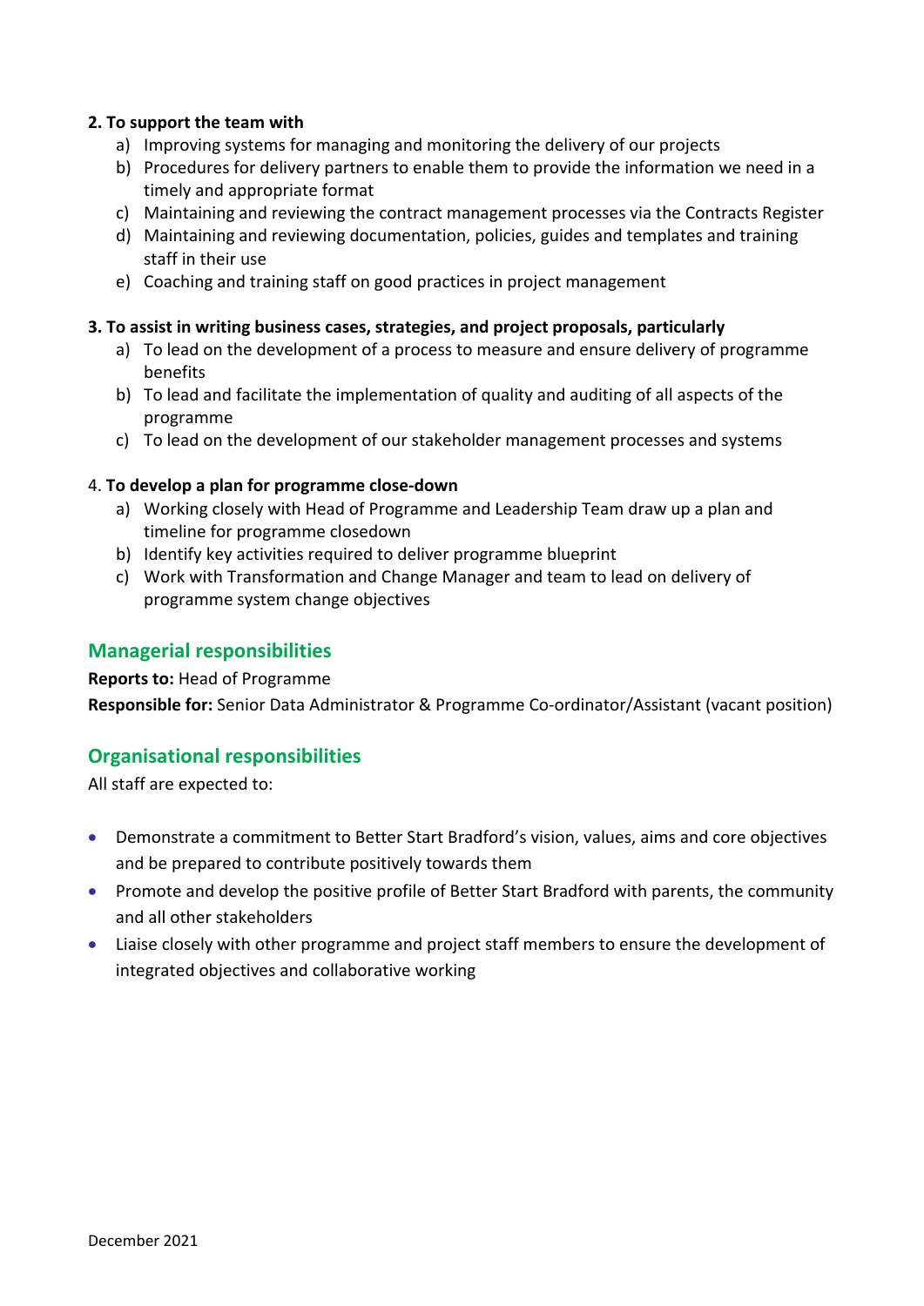**2. To support the team with**

a) Improving systems for managing and monitoring the delivery of our projects
b) Procedures for delivery partners to enable them to provide the information we need in a timely and appropriate format
c) Maintaining and reviewing the contract management processes via the Contracts Register
d) Maintaining and reviewing documentation, policies, guides and templates and training staff in their use
e) Coaching and training staff on good practices in project management

**3. To assist in writing business cases, strategies, and project proposals, particularly**

a) To lead on the development of a process to measure and ensure delivery of programme benefits
b) To lead and facilitate the implementation of quality and auditing of all aspects of the programme
c) To lead on the development of our stakeholder management processes and systems

4. **To develop a plan for programme close-down**

a) Working closely with Head of Programme and Leadership Team draw up a plan and timeline for programme closedown
b) Identify key activities required to deliver programme blueprint
c) Work with Transformation and Change Manager and team to lead on delivery of programme system change objectives

## Managerial responsibilities

**Reports to:** Head of Programme
**Responsible for:** Senior Data Administrator & Programme Co-ordinator/Assistant (vacant position)

## Organisational responsibilities

All staff are expected to:

- Demonstrate a commitment to Better Start Bradford's vision, values, aims and core objectives and be prepared to contribute positively towards them
- Promote and develop the positive profile of Better Start Bradford with parents, the community and all other stakeholders
- Liaise closely with other programme and project staff members to ensure the development of integrated objectives and collaborative working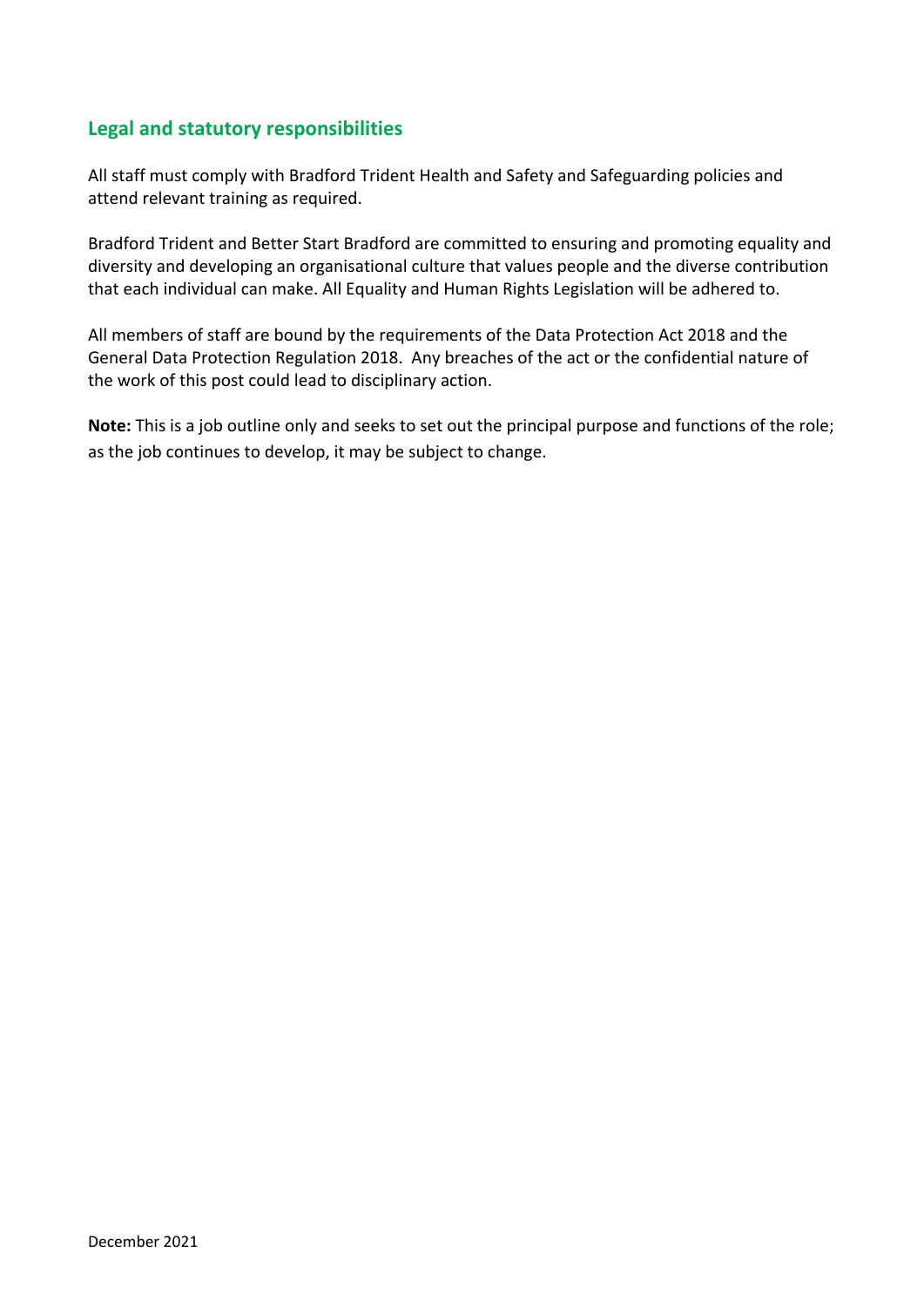## Legal and statutory responsibilities

All staff must comply with Bradford Trident Health and Safety and Safeguarding policies and attend relevant training as required.

Bradford Trident and Better Start Bradford are committed to ensuring and promoting equality and diversity and developing an organisational culture that values people and the diverse contribution that each individual can make. All Equality and Human Rights Legislation will be adhered to.

All members of staff are bound by the requirements of the Data Protection Act 2018 and the General Data Protection Regulation 2018. Any breaches of the act or the confidential nature of the work of this post could lead to disciplinary action.

**Note:** This is a job outline only and seeks to set out the principal purpose and functions of the role; as the job continues to develop, it may be subject to change.

December 2021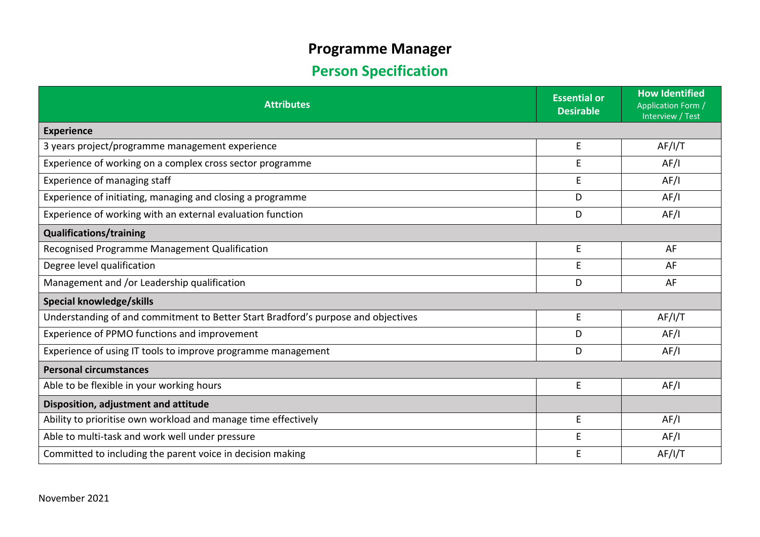# Programme Manager

## Person Specification

| Attributes | Essential or Desirable | How Identified Application Form / Interview / Test |
|---|---|---|
| **Experience** | | |
| 3 years project/programme management experience | E | AF/I/T |
| Experience of working on a complex cross sector programme | E | AF/I |
| Experience of managing staff | E | AF/I |
| Experience of initiating, managing and closing a programme | D | AF/I |
| Experience of working with an external evaluation function | D | AF/I |
| **Qualifications/training** | | |
| Recognised Programme Management Qualification | E | AF |
| Degree level qualification | E | AF |
| Management and /or Leadership qualification | D | AF |
| **Special knowledge/skills** | | |
| Understanding of and commitment to Better Start Bradford's purpose and objectives | E | AF/I/T |
| Experience of PPMO functions and improvement | D | AF/I |
| Experience of using IT tools to improve programme management | D | AF/I |
| **Personal circumstances** | | |
| Able to be flexible in your working hours | E | AF/I |
| **Disposition, adjustment and attitude** | | |
| Ability to prioritise own workload and manage time effectively | E | AF/I |
| Able to multi-task and work well under pressure | E | AF/I |
| Committed to including the parent voice in decision making | E | AF/I/T |

November 2021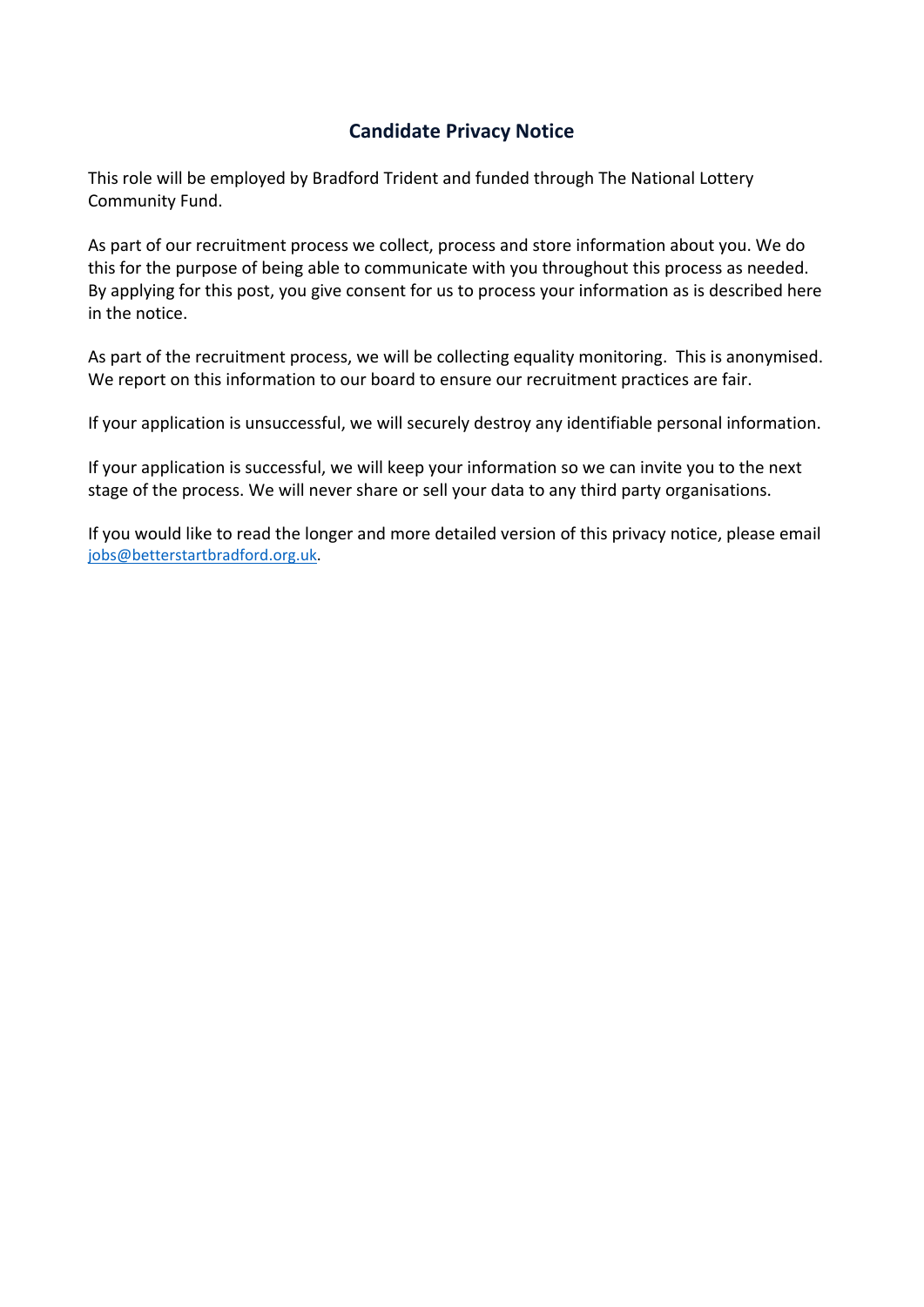## Candidate Privacy Notice

This role will be employed by Bradford Trident and funded through The National Lottery Community Fund.

As part of our recruitment process we collect, process and store information about you. We do this for the purpose of being able to communicate with you throughout this process as needed. By applying for this post, you give consent for us to process your information as is described here in the notice.

As part of the recruitment process, we will be collecting equality monitoring. This is anonymised. We report on this information to our board to ensure our recruitment practices are fair.

If your application is unsuccessful, we will securely destroy any identifiable personal information.

If your application is successful, we will keep your information so we can invite you to the next stage of the process. We will never share or sell your data to any third party organisations.

If you would like to read the longer and more detailed version of this privacy notice, please email jobs@betterstartbradford.org.uk.